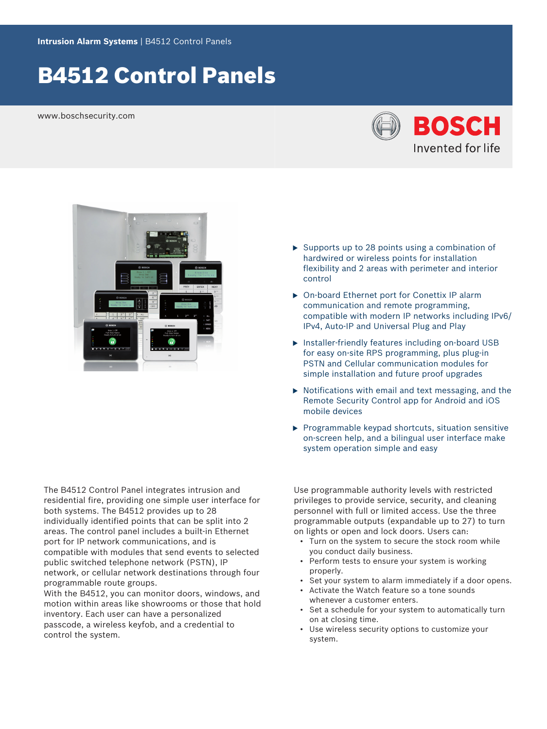**Intrusion Alarm Systems** | B4512 Control Panels

# B4512 Control Panels

www.boschsecurity.com

- Supports up to 28 points using a combination of hardwired or wireless points for installation flexibility and 2 areas with perimeter and interior control
- On-board Ethernet port for Conettix IP alarm communication and remote programming, compatible with modern IP networks including IPv6/IPv4, Auto-IP and Universal Plug and Play
- Installer-friendly features including on-board USB for easy on-site RPS programming, plus plug-in PSTN and Cellular communication modules for simple installation and future proof upgrades
- Notifications with email and text messaging, and the Remote Security Control app for Android and iOS mobile devices
- Programmable keypad shortcuts, situation sensitive on-screen help, and a bilingual user interface make system operation simple and easy

The B4512 Control Panel integrates intrusion and residential fire, providing one simple user interface for both systems. The B4512 provides up to 28 individually identified points that can be split into 2 areas. The control panel includes a built-in Ethernet port for IP network communications, and is compatible with modules that send events to selected public switched telephone network (PSTN), IP network, or cellular network destinations through four programmable route groups.

With the B4512, you can monitor doors, windows, and motion within areas like showrooms or those that hold inventory. Each user can have a personalized passcode, a wireless keyfob, and a credential to control the system.

Use programmable authority levels with restricted privileges to provide service, security, and cleaning personnel with full or limited access. Use the three programmable outputs (expandable up to 27) to turn on lights or open and lock doors. Users can:

- Turn on the system to secure the stock room while you conduct daily business.
- Perform tests to ensure your system is working properly.
- Set your system to alarm immediately if a door opens.
- Activate the Watch feature so a tone sounds whenever a customer enters.
- Set a schedule for your system to automatically turn on at closing time.
- Use wireless security options to customize your system.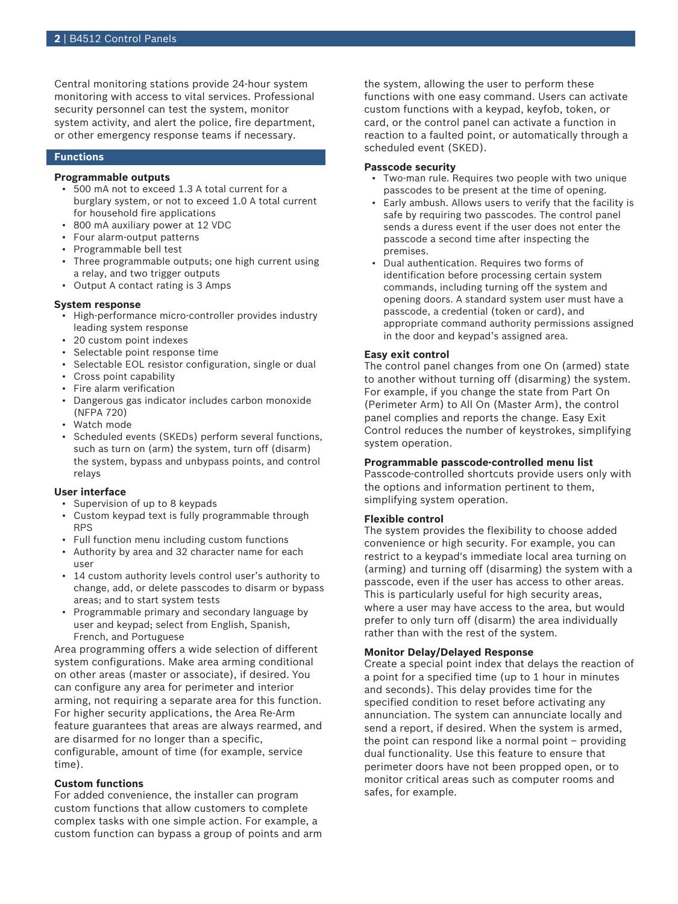Central monitoring stations provide 24-hour system monitoring with access to vital services. Professional security personnel can test the system, monitor system activity, and alert the police, fire department, or other emergency response teams if necessary.

## Functions

### Programmable outputs

- 500 mA not to exceed 1.3 A total current for a burglary system, or not to exceed 1.0 A total current for household fire applications
- 800 mA auxiliary power at 12 VDC
- Four alarm-output patterns
- Programmable bell test
- Three programmable outputs; one high current using a relay, and two trigger outputs
- Output A contact rating is 3 Amps

### System response

- High-performance micro-controller provides industry leading system response
- 20 custom point indexes
- Selectable point response time
- Selectable EOL resistor configuration, single or dual
- Cross point capability
- Fire alarm verification
- Dangerous gas indicator includes carbon monoxide (NFPA 720)
- Watch mode
- Scheduled events (SKEDs) perform several functions, such as turn on (arm) the system, turn off (disarm) the system, bypass and unbypass points, and control relays

### User interface

- Supervision of up to 8 keypads
- Custom keypad text is fully programmable through RPS
- Full function menu including custom functions
- Authority by area and 32 character name for each user
- 14 custom authority levels control user's authority to change, add, or delete passcodes to disarm or bypass areas; and to start system tests
- Programmable primary and secondary language by user and keypad; select from English, Spanish, French, and Portuguese

Area programming offers a wide selection of different system configurations. Make area arming conditional on other areas (master or associate), if desired. You can configure any area for perimeter and interior arming, not requiring a separate area for this function. For higher security applications, the Area Re-Arm feature guarantees that areas are always rearmed, and are disarmed for no longer than a specific, configurable, amount of time (for example, service time).

### Custom functions

For added convenience, the installer can program custom functions that allow customers to complete complex tasks with one simple action. For example, a custom function can bypass a group of points and arm the system, allowing the user to perform these functions with one easy command. Users can activate custom functions with a keypad, keyfob, token, or card, or the control panel can activate a function in reaction to a faulted point, or automatically through a scheduled event (SKED).

### Passcode security

- Two-man rule. Requires two people with two unique passcodes to be present at the time of opening.
- Early ambush. Allows users to verify that the facility is safe by requiring two passcodes. The control panel sends a duress event if the user does not enter the passcode a second time after inspecting the premises.
- Dual authentication. Requires two forms of identification before processing certain system commands, including turning off the system and opening doors. A standard system user must have a passcode, a credential (token or card), and appropriate command authority permissions assigned in the door and keypad's assigned area.

### Easy exit control

The control panel changes from one On (armed) state to another without turning off (disarming) the system. For example, if you change the state from Part On (Perimeter Arm) to All On (Master Arm), the control panel complies and reports the change. Easy Exit Control reduces the number of keystrokes, simplifying system operation.

### Programmable passcode-controlled menu list

Passcode-controlled shortcuts provide users only with the options and information pertinent to them, simplifying system operation.

### Flexible control

The system provides the flexibility to choose added convenience or high security. For example, you can restrict to a keypad's immediate local area turning on (arming) and turning off (disarming) the system with a passcode, even if the user has access to other areas. This is particularly useful for high security areas, where a user may have access to the area, but would prefer to only turn off (disarm) the area individually rather than with the rest of the system.

### Monitor Delay/Delayed Response

Create a special point index that delays the reaction of a point for a specified time (up to 1 hour in minutes and seconds). This delay provides time for the specified condition to reset before activating any annunciation. The system can annunciate locally and send a report, if desired. When the system is armed, the point can respond like a normal point – providing dual functionality. Use this feature to ensure that perimeter doors have not been propped open, or to monitor critical areas such as computer rooms and safes, for example.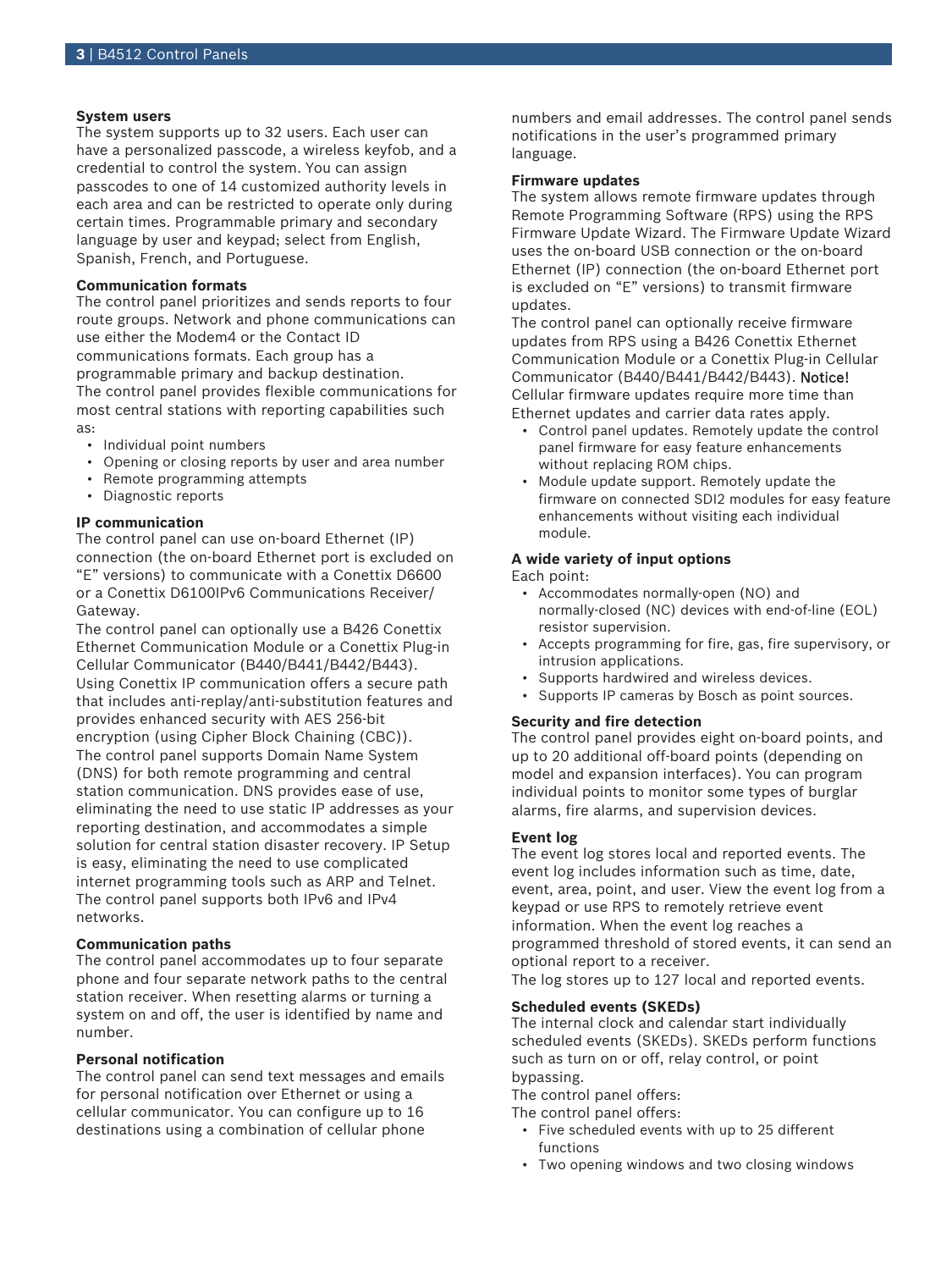### System users

The system supports up to 32 users. Each user can have a personalized passcode, a wireless keyfob, and a credential to control the system. You can assign passcodes to one of 14 customized authority levels in each area and can be restricted to operate only during certain times. Programmable primary and secondary language by user and keypad; select from English, Spanish, French, and Portuguese.

### Communication formats

The control panel prioritizes and sends reports to four route groups. Network and phone communications can use either the Modem4 or the Contact ID communications formats. Each group has a programmable primary and backup destination.
The control panel provides flexible communications for most central stations with reporting capabilities such as:

- Individual point numbers
- Opening or closing reports by user and area number
- Remote programming attempts
- Diagnostic reports

### IP communication

The control panel can use on-board Ethernet (IP) connection (the on-board Ethernet port is excluded on “E” versions) to communicate with a Conettix D6600 or a Conettix D6100IPv6 Communications Receiver/Gateway.
The control panel can optionally use a B426 Conettix Ethernet Communication Module or a Conettix Plug-in Cellular Communicator (B440/B441/B442/B443).
Using Conettix IP communication offers a secure path that includes anti-replay/anti-substitution features and provides enhanced security with AES 256-bit encryption (using Cipher Block Chaining (CBC)).
The control panel supports Domain Name System (DNS) for both remote programming and central station communication. DNS provides ease of use, eliminating the need to use static IP addresses as your reporting destination, and accommodates a simple solution for central station disaster recovery. IP Setup is easy, eliminating the need to use complicated internet programming tools such as ARP and Telnet.
The control panel supports both IPv6 and IPv4 networks.

### Communication paths

The control panel accommodates up to four separate phone and four separate network paths to the central station receiver. When resetting alarms or turning a system on and off, the user is identified by name and number.

### Personal notification

The control panel can send text messages and emails for personal notification over Ethernet or using a cellular communicator. You can configure up to 16 destinations using a combination of cellular phone numbers and email addresses. The control panel sends notifications in the user’s programmed primary language.

### Firmware updates

The system allows remote firmware updates through Remote Programming Software (RPS) using the RPS Firmware Update Wizard. The Firmware Update Wizard uses the on-board USB connection or the on-board Ethernet (IP) connection (the on-board Ethernet port is excluded on “E” versions) to transmit firmware updates.
The control panel can optionally receive firmware updates from RPS using a B426 Conettix Ethernet Communication Module or a Conettix Plug-in Cellular Communicator (B440/B441/B442/B443). Notice! Cellular firmware updates require more time than Ethernet updates and carrier data rates apply.

- Control panel updates. Remotely update the control panel firmware for easy feature enhancements without replacing ROM chips.
- Module update support. Remotely update the firmware on connected SDI2 modules for easy feature enhancements without visiting each individual module.

### A wide variety of input options

Each point:

- Accommodates normally-open (NO) and normally-closed (NC) devices with end-of-line (EOL) resistor supervision.
- Accepts programming for fire, gas, fire supervisory, or intrusion applications.
- Supports hardwired and wireless devices.
- Supports IP cameras by Bosch as point sources.

### Security and fire detection

The control panel provides eight on-board points, and up to 20 additional off-board points (depending on model and expansion interfaces). You can program individual points to monitor some types of burglar alarms, fire alarms, and supervision devices.

### Event log

The event log stores local and reported events. The event log includes information such as time, date, event, area, point, and user. View the event log from a keypad or use RPS to remotely retrieve event information. When the event log reaches a programmed threshold of stored events, it can send an optional report to a receiver.
The log stores up to 127 local and reported events.

### Scheduled events (SKEDs)

The internal clock and calendar start individually scheduled events (SKEDs). SKEDs perform functions such as turn on or off, relay control, or point bypassing.
The control panel offers:
The control panel offers:

- Five scheduled events with up to 25 different functions
- Two opening windows and two closing windows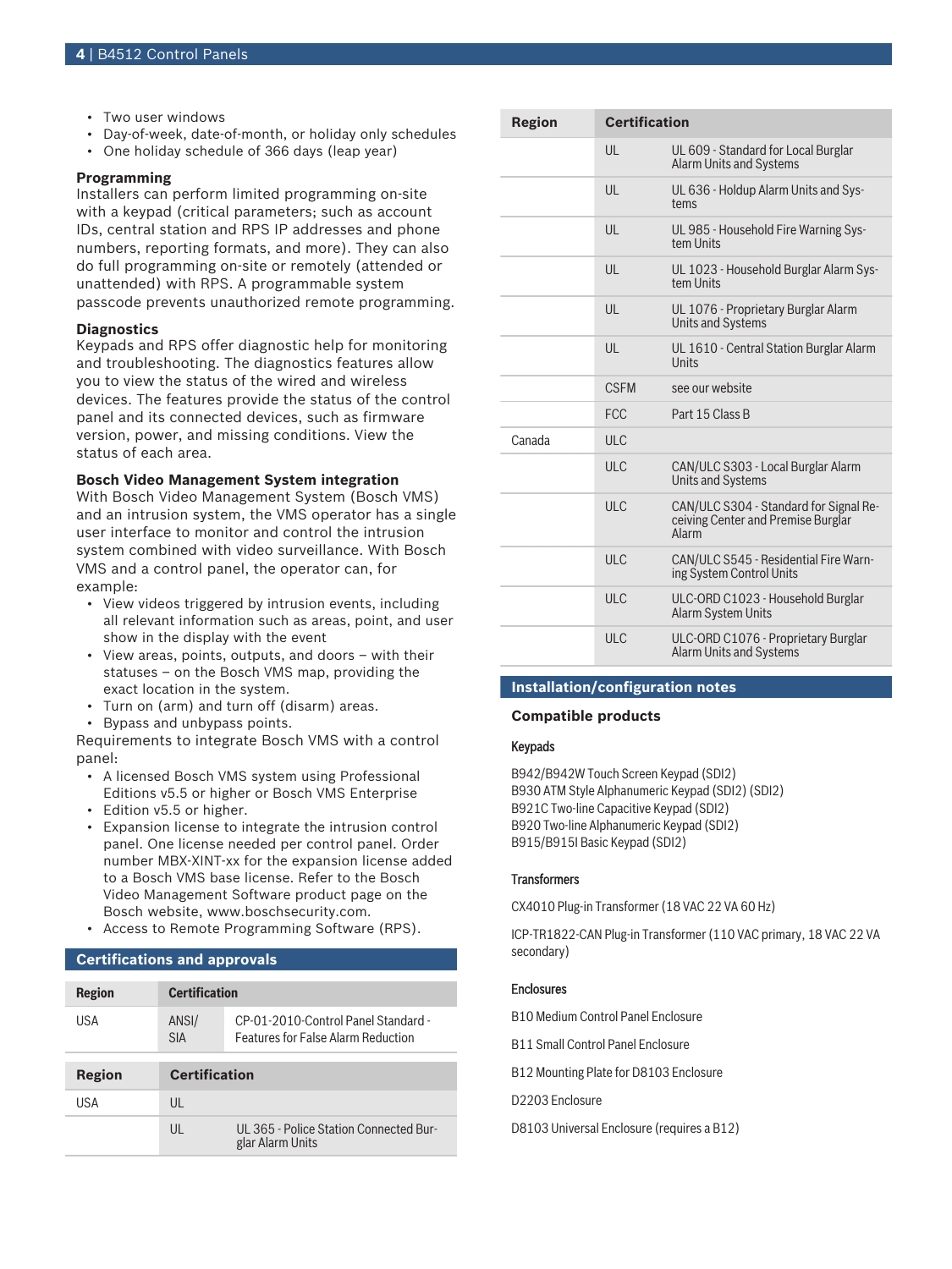- Two user windows
- Day-of-week, date-of-month, or holiday only schedules
- One holiday schedule of 366 days (leap year)

**Programming**

Installers can perform limited programming on-site with a keypad (critical parameters; such as account IDs, central station and RPS IP addresses and phone numbers, reporting formats, and more). They can also do full programming on-site or remotely (attended or unattended) with RPS. A programmable system passcode prevents unauthorized remote programming.

**Diagnostics**

Keypads and RPS offer diagnostic help for monitoring and troubleshooting. The diagnostics features allow you to view the status of the wired and wireless devices. The features provide the status of the control panel and its connected devices, such as firmware version, power, and missing conditions. View the status of each area.

**Bosch Video Management System integration**

With Bosch Video Management System (Bosch VMS) and an intrusion system, the VMS operator has a single user interface to monitor and control the intrusion system combined with video surveillance. With Bosch VMS and a control panel, the operator can, for example:

- View videos triggered by intrusion events, including all relevant information such as areas, point, and user show in the display with the event
- View areas, points, outputs, and doors – with their statuses – on the Bosch VMS map, providing the exact location in the system.
- Turn on (arm) and turn off (disarm) areas.
- Bypass and unbypass points.

Requirements to integrate Bosch VMS with a control panel:

- A licensed Bosch VMS system using Professional Editions v5.5 or higher or Bosch VMS Enterprise
- Edition v5.5 or higher.
- Expansion license to integrate the intrusion control panel. One license needed per control panel. Order number MBX-XINT-xx for the expansion license added to a Bosch VMS base license. Refer to the Bosch Video Management Software product page on the Bosch website, www.boschsecurity.com.
- Access to Remote Programming Software (RPS).

## Certifications and approvals

| Region | Certification | |
|---|---|---|
| USA | ANSI/ SIA | CP-01-2010-Control Panel Standard - Features for False Alarm Reduction |

| Region | Certification | |
|---|---|---|
| USA | UL | |
| | UL | UL 365 - Police Station Connected Burglar Alarm Units |
| | UL | UL 609 - Standard for Local Burglar Alarm Units and Systems |
| | UL | UL 636 - Holdup Alarm Units and Systems |
| | UL | UL 985 - Household Fire Warning System Units |
| | UL | UL 1023 - Household Burglar Alarm System Units |
| | UL | UL 1076 - Proprietary Burglar Alarm Units and Systems |
| | UL | UL 1610 - Central Station Burglar Alarm Units |
| | CSFM | see our website |
| | FCC | Part 15 Class B |
| Canada | ULC | |
| | ULC | CAN/ULC S303 - Local Burglar Alarm Units and Systems |
| | ULC | CAN/ULC S304 - Standard for Signal Receiving Center and Premise Burglar Alarm |
| | ULC | CAN/ULC S545 - Residential Fire Warning System Control Units |
| | ULC | ULC-ORD C1023 - Household Burglar Alarm System Units |
| | ULC | ULC-ORD C1076 - Proprietary Burglar Alarm Units and Systems |

## Installation/configuration notes

### Compatible products

**Keypads**

B942/B942W Touch Screen Keypad (SDI2)
B930 ATM Style Alphanumeric Keypad (SDI2) (SDI2)
B921C Two-line Capacitive Keypad (SDI2)
B920 Two-line Alphanumeric Keypad (SDI2)
B915/B915I Basic Keypad (SDI2)

**Transformers**

CX4010 Plug-in Transformer (18 VAC 22 VA 60 Hz)

ICP-TR1822-CAN Plug-in Transformer (110 VAC primary, 18 VAC 22 VA secondary)

**Enclosures**

B10 Medium Control Panel Enclosure

B11 Small Control Panel Enclosure

B12 Mounting Plate for D8103 Enclosure

D2203 Enclosure

D8103 Universal Enclosure (requires a B12)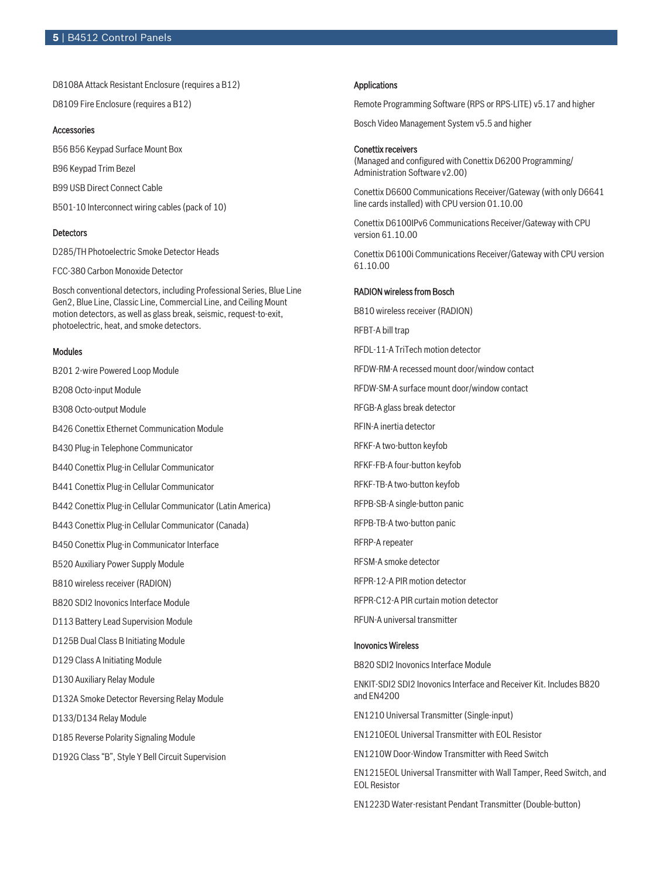D8108A Attack Resistant Enclosure (requires a B12)

D8109 Fire Enclosure (requires a B12)

### Accessories

B56 B56 Keypad Surface Mount Box

B96 Keypad Trim Bezel

B99 USB Direct Connect Cable

B501-10 Interconnect wiring cables (pack of 10)

### Detectors

D285/TH Photoelectric Smoke Detector Heads

FCC-380 Carbon Monoxide Detector

Bosch conventional detectors, including Professional Series, Blue Line Gen2, Blue Line, Classic Line, Commercial Line, and Ceiling Mount motion detectors, as well as glass break, seismic, request-to-exit, photoelectric, heat, and smoke detectors.

### Modules

B201 2-wire Powered Loop Module

B208 Octo-input Module

B308 Octo-output Module

B426 Conettix Ethernet Communication Module

B430 Plug-in Telephone Communicator

B440 Conettix Plug-in Cellular Communicator

B441 Conettix Plug-in Cellular Communicator

B442 Conettix Plug-in Cellular Communicator (Latin America)

B443 Conettix Plug-in Cellular Communicator (Canada)

B450 Conettix Plug-in Communicator Interface

B520 Auxiliary Power Supply Module

B810 wireless receiver (RADION)

B820 SDI2 Inovonics Interface Module

D113 Battery Lead Supervision Module

D125B Dual Class B Initiating Module

D129 Class A Initiating Module

D130 Auxiliary Relay Module

D132A Smoke Detector Reversing Relay Module

D133/D134 Relay Module

D185 Reverse Polarity Signaling Module

D192G Class “B”, Style Y Bell Circuit Supervision

### Applications

Remote Programming Software (RPS or RPS-LITE) v5.17 and higher

Bosch Video Management System v5.5 and higher

### Conettix receivers

(Managed and configured with Conettix D6200 Programming/ Administration Software v2.00)

Conettix D6600 Communications Receiver/Gateway (with only D6641 line cards installed) with CPU version 01.10.00

Conettix D6100IPv6 Communications Receiver/Gateway with CPU version 61.10.00

Conettix D6100i Communications Receiver/Gateway with CPU version 61.10.00

### RADION wireless from Bosch

B810 wireless receiver (RADION)

RFBT-A bill trap

RFDL-11-A TriTech motion detector

RFDW-RM-A recessed mount door/window contact

RFDW-SM-A surface mount door/window contact

RFGB-A glass break detector

RFIN-A inertia detector

RFKF-A two-button keyfob

RFKF-FB-A four-button keyfob

RFKF-TB-A two-button keyfob

RFPB-SB-A single-button panic

RFPB-TB-A two-button panic

RFRP-A repeater

RFSM-A smoke detector

RFPR-12-A PIR motion detector

RFPR-C12-A PIR curtain motion detector

RFUN-A universal transmitter

### Inovonics Wireless

B820 SDI2 Inovonics Interface Module

ENKIT-SDI2 SDI2 Inovonics Interface and Receiver Kit. Includes B820 and EN4200

EN1210 Universal Transmitter (Single-input)

EN1210EOL Universal Transmitter with EOL Resistor

EN1210W Door-Window Transmitter with Reed Switch

EN1215EOL Universal Transmitter with Wall Tamper, Reed Switch, and EOL Resistor

EN1223D Water-resistant Pendant Transmitter (Double-button)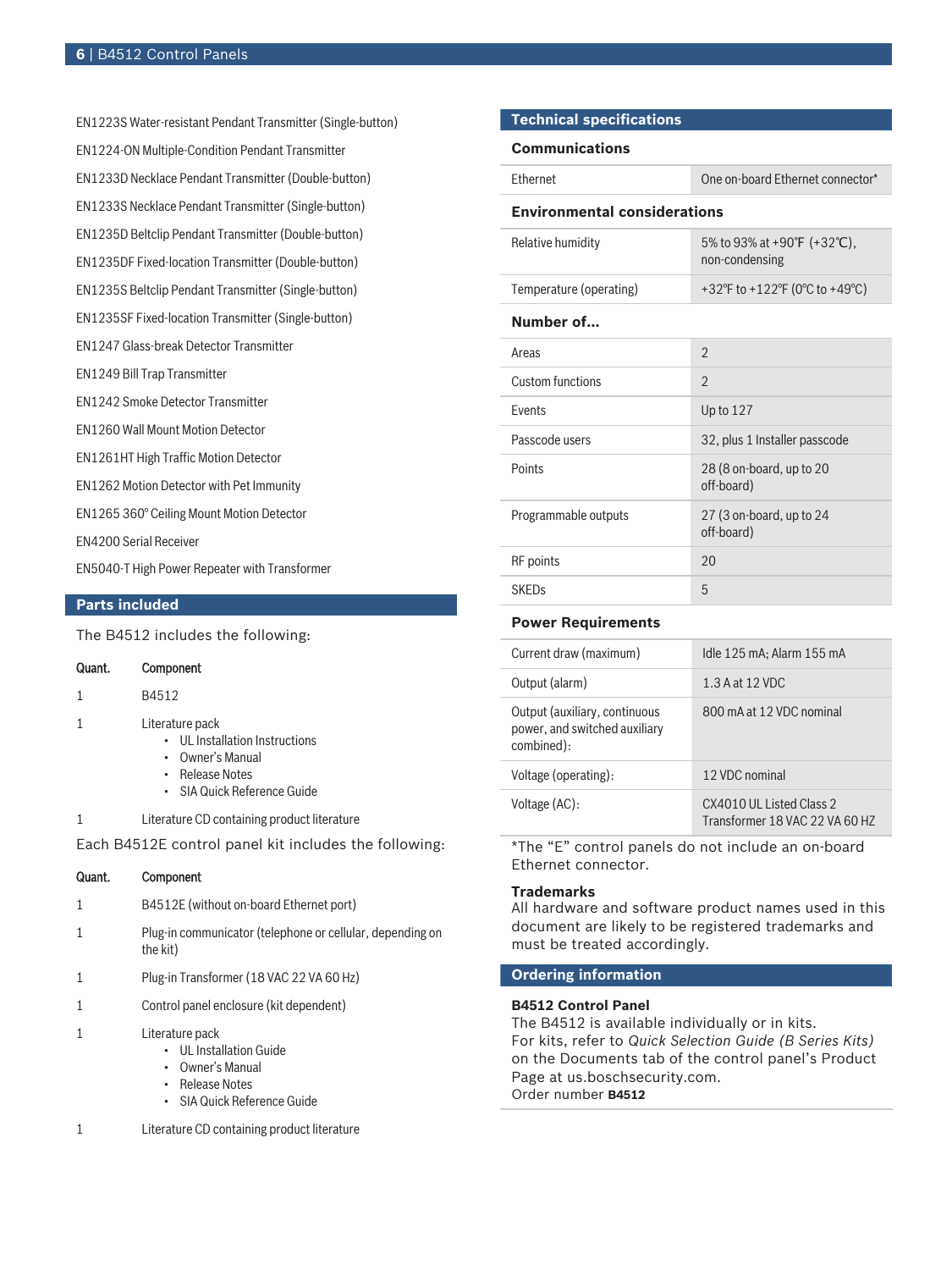EN1223S Water-resistant Pendant Transmitter (Single-button)

EN1224-ON Multiple-Condition Pendant Transmitter

EN1233D Necklace Pendant Transmitter (Double-button)

EN1233S Necklace Pendant Transmitter (Single-button)

EN1235D Beltclip Pendant Transmitter (Double-button)

EN1235DF Fixed-location Transmitter (Double-button)

EN1235S Beltclip Pendant Transmitter (Single-button)

EN1235SF Fixed-location Transmitter (Single-button)

EN1247 Glass-break Detector Transmitter

EN1249 Bill Trap Transmitter

EN1242 Smoke Detector Transmitter

EN1260 Wall Mount Motion Detector

EN1261HT High Traffic Motion Detector

EN1262 Motion Detector with Pet Immunity

EN1265 360° Ceiling Mount Motion Detector

EN4200 Serial Receiver

EN5040-T High Power Repeater with Transformer

## Parts included

The B4512 includes the following:

| Quant. | Component |
|---|---|
| 1 | B4512 |
| 1 | Literature pack<br>• UL Installation Instructions<br>• Owner's Manual<br>• Release Notes<br>• SIA Quick Reference Guide |
| 1 | Literature CD containing product literature |

Each B4512E control panel kit includes the following:

| Quant. | Component |
|---|---|
| 1 | B4512E (without on-board Ethernet port) |
| 1 | Plug-in communicator (telephone or cellular, depending on the kit) |
| 1 | Plug-in Transformer (18 VAC 22 VA 60 Hz) |
| 1 | Control panel enclosure (kit dependent) |
| 1 | Literature pack<br>• UL Installation Guide<br>• Owner's Manual<br>• Release Notes<br>• SIA Quick Reference Guide |
| 1 | Literature CD containing product literature |

## Technical specifications

### Communications

| | |
|---|---|
| Ethernet | One on-board Ethernet connector* |

### Environmental considerations

| | |
|---|---|
| Relative humidity | 5% to 93% at +90°F (+32°C), non-condensing |
| Temperature (operating) | +32°F to +122°F (0°C to +49°C) |

### Number of...

| | |
|---|---|
| Areas | 2 |
| Custom functions | 2 |
| Events | Up to 127 |
| Passcode users | 32, plus 1 Installer passcode |
| Points | 28 (8 on-board, up to 20 off-board) |
| Programmable outputs | 27 (3 on-board, up to 24 off-board) |
| RF points | 20 |
| SKEDs | 5 |

### Power Requirements

| | |
|---|---|
| Current draw (maximum) | Idle 125 mA; Alarm 155 mA |
| Output (alarm) | 1.3 A at 12 VDC |
| Output (auxiliary, continuous power, and switched auxiliary combined): | 800 mA at 12 VDC nominal |
| Voltage (operating): | 12 VDC nominal |
| Voltage (AC): | CX4010 UL Listed Class 2 Transformer 18 VAC 22 VA 60 HZ |

*The "E" control panels do not include an on-board Ethernet connector.

**Trademarks**
All hardware and software product names used in this document are likely to be registered trademarks and must be treated accordingly.

## Ordering information

**B4512 Control Panel**
The B4512 is available individually or in kits.
For kits, refer to *Quick Selection Guide (B Series Kits)* on the Documents tab of the control panel's Product Page at us.boschsecurity.com.
Order number **B4512**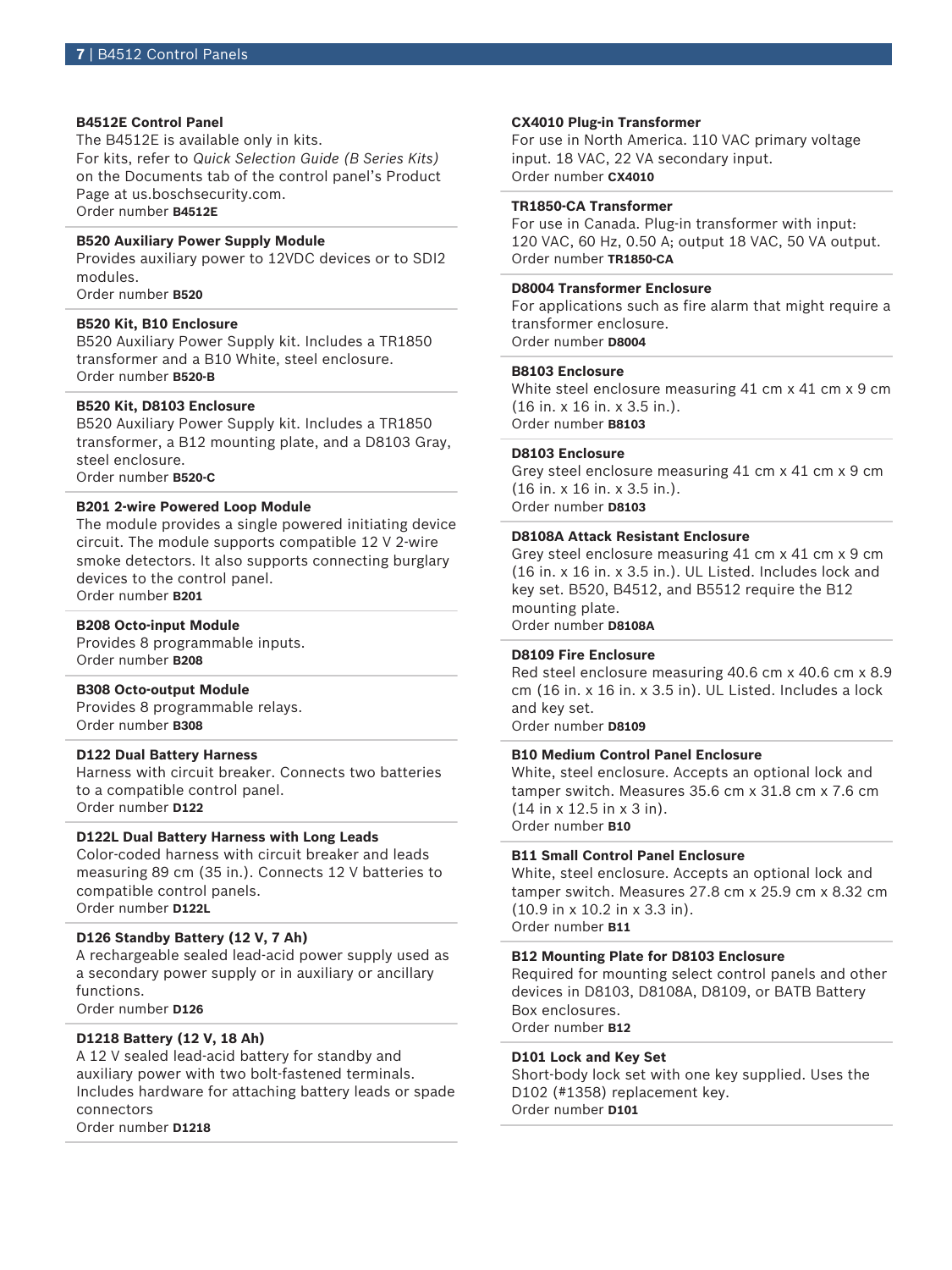**B4512E Control Panel**

The B4512E is available only in kits.

For kits, refer to *Quick Selection Guide (B Series Kits)* on the Documents tab of the control panel's Product Page at us.boschsecurity.com.

Order number **B4512E**

**B520 Auxiliary Power Supply Module**

Provides auxiliary power to 12VDC devices or to SDI2 modules.

Order number **B520**

**B520 Kit, B10 Enclosure**

B520 Auxiliary Power Supply kit. Includes a TR1850 transformer and a B10 White, steel enclosure.

Order number **B520-B**

**B520 Kit, D8103 Enclosure**

B520 Auxiliary Power Supply kit. Includes a TR1850 transformer, a B12 mounting plate, and a D8103 Gray, steel enclosure.

Order number **B520-C**

**B201 2-wire Powered Loop Module**

The module provides a single powered initiating device circuit. The module supports compatible 12 V 2-wire smoke detectors. It also supports connecting burglary devices to the control panel.

Order number **B201**

**B208 Octo-input Module**

Provides 8 programmable inputs.

Order number **B208**

**B308 Octo-output Module**

Provides 8 programmable relays.

Order number **B308**

**D122 Dual Battery Harness**

Harness with circuit breaker. Connects two batteries to a compatible control panel.

Order number **D122**

**D122L Dual Battery Harness with Long Leads**

Color-coded harness with circuit breaker and leads measuring 89 cm (35 in.). Connects 12 V batteries to compatible control panels.

Order number **D122L**

**D126 Standby Battery (12 V, 7 Ah)**

A rechargeable sealed lead-acid power supply used as a secondary power supply or in auxiliary or ancillary functions.

Order number **D126**

**D1218 Battery (12 V, 18 Ah)**

A 12 V sealed lead-acid battery for standby and auxiliary power with two bolt-fastened terminals. Includes hardware for attaching battery leads or spade connectors

Order number **D1218**

**CX4010 Plug-in Transformer**

For use in North America. 110 VAC primary voltage input. 18 VAC, 22 VA secondary input.

Order number **CX4010**

**TR1850-CA Transformer**

For use in Canada. Plug-in transformer with input: 120 VAC, 60 Hz, 0.50 A; output 18 VAC, 50 VA output.

Order number **TR1850-CA**

**D8004 Transformer Enclosure**

For applications such as fire alarm that might require a transformer enclosure.

Order number **D8004**

**B8103 Enclosure**

White steel enclosure measuring 41 cm x 41 cm x 9 cm (16 in. x 16 in. x 3.5 in.).

Order number **B8103**

**D8103 Enclosure**

Grey steel enclosure measuring 41 cm x 41 cm x 9 cm (16 in. x 16 in. x 3.5 in.).

Order number **D8103**

**D8108A Attack Resistant Enclosure**

Grey steel enclosure measuring 41 cm x 41 cm x 9 cm (16 in. x 16 in. x 3.5 in.). UL Listed. Includes lock and key set. B520, B4512, and B5512 require the B12 mounting plate.

Order number **D8108A**

**D8109 Fire Enclosure**

Red steel enclosure measuring 40.6 cm x 40.6 cm x 8.9 cm (16 in. x 16 in. x 3.5 in). UL Listed. Includes a lock and key set.

Order number **D8109**

**B10 Medium Control Panel Enclosure**

White, steel enclosure. Accepts an optional lock and tamper switch. Measures 35.6 cm x 31.8 cm x 7.6 cm (14 in x 12.5 in x 3 in).

Order number **B10**

**B11 Small Control Panel Enclosure**

White, steel enclosure. Accepts an optional lock and tamper switch. Measures 27.8 cm x 25.9 cm x 8.32 cm (10.9 in x 10.2 in x 3.3 in).

Order number **B11**

**B12 Mounting Plate for D8103 Enclosure**

Required for mounting select control panels and other devices in D8103, D8108A, D8109, or BATB Battery Box enclosures.

Order number **B12**

**D101 Lock and Key Set**

Short-body lock set with one key supplied. Uses the D102 (#1358) replacement key.

Order number **D101**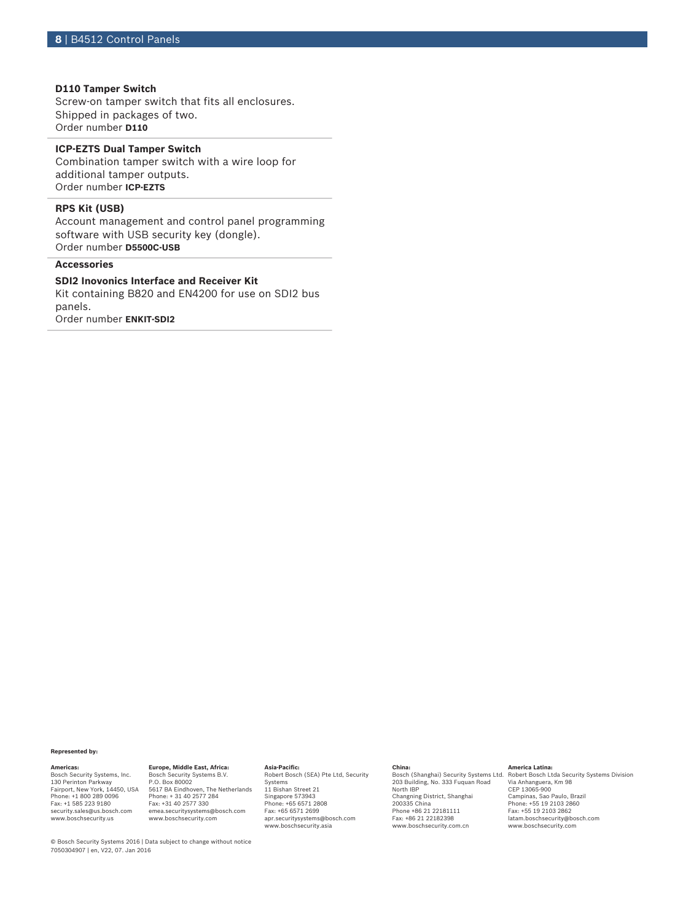**D110 Tamper Switch**

Screw-on tamper switch that fits all enclosures. Shipped in packages of two.

Order number **D110**

**ICP-EZTS Dual Tamper Switch**

Combination tamper switch with a wire loop for additional tamper outputs.

Order number **ICP-EZTS**

**RPS Kit (USB)**

Account management and control panel programming software with USB security key (dongle).

Order number **D5500C-USB**

**Accessories**

**SDI2 Inovonics Interface and Receiver Kit**

Kit containing B820 and EN4200 for use on SDI2 bus panels.

Order number **ENKIT-SDI2**

**Represented by:**

**Americas:**
Bosch Security Systems, Inc.
130 Perinton Parkway
Fairport, New York, 14450, USA
Phone: +1 800 289 0096
Fax: +1 585 223 9180
security.sales@us.bosch.com
www.boschsecurity.us

**Europe, Middle East, Africa:**
Bosch Security Systems B.V.
P.O. Box 80002
5617 BA Eindhoven, The Netherlands
Phone: + 31 40 2577 284
Fax: +31 40 2577 330
emea.securitysystems@bosch.com
www.boschsecurity.com

**Asia-Pacific:**
Robert Bosch (SEA) Pte Ltd, Security Systems
11 Bishan Street 21
Singapore 573943
Phone: +65 6571 2808
Fax: +65 6571 2699
apr.securitysystems@bosch.com
www.boschsecurity.asia

**China:**
Bosch (Shanghai) Security Systems Ltd.
203 Building, No. 333 Fuquan Road
North IBP
Changning District, Shanghai
200335 China
Phone +86 21 22181111
Fax: +86 21 22182398
www.boschsecurity.com.cn

**America Latina:**
Robert Bosch Ltda Security Systems Division
Via Anhanguera, Km 98
CEP 13065-900
Campinas, Sao Paulo, Brazil
Phone: +55 19 2103 2860
Fax: +55 19 2103 2862
latam.boschsecurity@bosch.com
www.boschsecurity.com

© Bosch Security Systems 2016 | Data subject to change without notice
7050304907 | en, V22, 07. Jan 2016